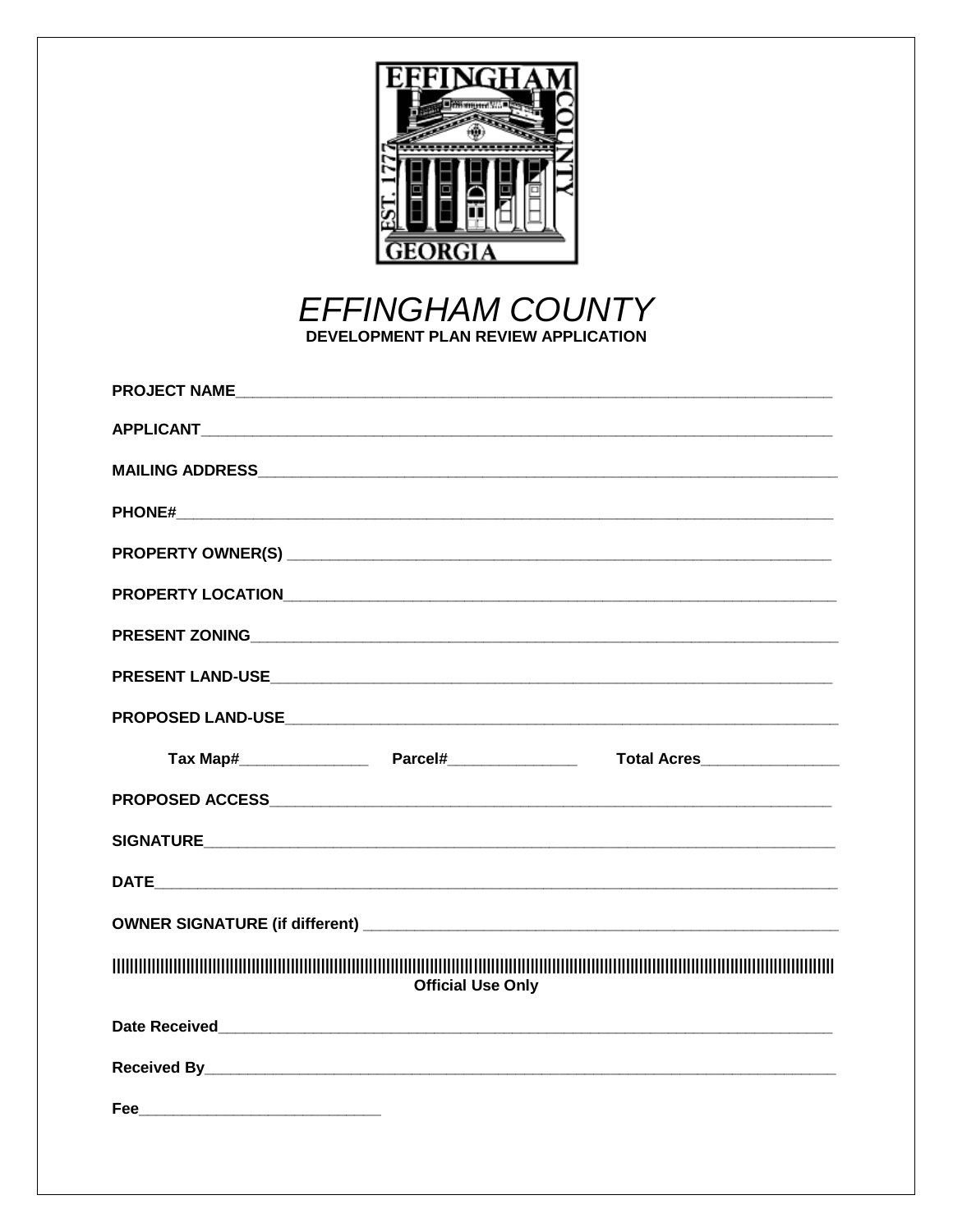# EFFINGHAM COUNTY

**DEVELOPMENT PLAN REVIEW APPLICATION**

**PROJECT NAME**______________________________________________________________________

**APPLICANT**_________________________________________________________________________

**MAILING ADDRESS**___________________________________________________________________

**PHONE#**____________________________________________________________________________

**PROPERTY OWNER(S)** ________________________________________________________________

**PROPERTY LOCATION**_________________________________________________________________

**PRESENT ZONING**____________________________________________________________________

**PRESENT LAND-USE**__________________________________________________________________

**PROPOSED LAND-USE**_________________________________________________________________

**Tax Map#**________________ **Parcel#**________________ **Total Acres**_________________

**PROPOSED ACCESS**___________________________________________________________________

**SIGNATURE**_________________________________________________________________________

**DATE**______________________________________________________________________________

**OWNER SIGNATURE (if different)** ___________________________________________________

---

**Official Use Only**

**Date Received**_____________________________________________________________________

**Received By**_______________________________________________________________________

**Fee**_____________________________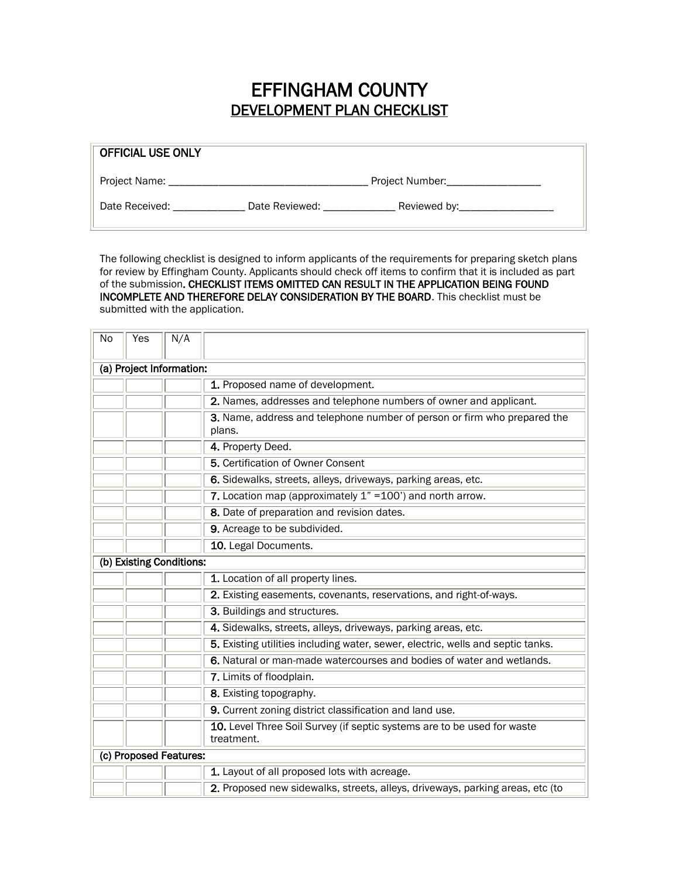# EFFINGHAM COUNTY

## DEVELOPMENT PLAN CHECKLIST

| OFFICIAL USE ONLY |
|---|
| Project Name: ___________________________________ Project Number:_________________ |
| Date Received: _____________ Date Reviewed: _____________ Reviewed by:_________________ |

The following checklist is designed to inform applicants of the requirements for preparing sketch plans for review by Effingham County. Applicants should check off items to confirm that it is included as part of the submission. **CHECKLIST ITEMS OMITTED CAN RESULT IN THE APPLICATION BEING FOUND INCOMPLETE AND THEREFORE DELAY CONSIDERATION BY THE BOARD**. This checklist must be submitted with the application.

| No | Yes | N/A | |
|---|---|---|---|
| **(a) Project Information:** | | | |
| | | | **1.** Proposed name of development. |
| | | | **2.** Names, addresses and telephone numbers of owner and applicant. |
| | | | **3.** Name, address and telephone number of person or firm who prepared the plans. |
| | | | **4.** Property Deed. |
| | | | **5.** Certification of Owner Consent |
| | | | **6.** Sidewalks, streets, alleys, driveways, parking areas, etc. |
| | | | **7.** Location map (approximately 1" =100') and north arrow. |
| | | | **8.** Date of preparation and revision dates. |
| | | | **9.** Acreage to be subdivided. |
| | | | **10.** Legal Documents. |
| **(b) Existing Conditions:** | | | |
| | | | **1.** Location of all property lines. |
| | | | **2.** Existing easements, covenants, reservations, and right-of-ways. |
| | | | **3.** Buildings and structures. |
| | | | **4.** Sidewalks, streets, alleys, driveways, parking areas, etc. |
| | | | **5.** Existing utilities including water, sewer, electric, wells and septic tanks. |
| | | | **6.** Natural or man-made watercourses and bodies of water and wetlands. |
| | | | **7.** Limits of floodplain. |
| | | | **8.** Existing topography. |
| | | | **9.** Current zoning district classification and land use. |
| | | | **10.** Level Three Soil Survey (if septic systems are to be used for waste treatment. |
| **(c) Proposed Features:** | | | |
| | | | **1.** Layout of all proposed lots with acreage. |
| | | | **2.** Proposed new sidewalks, streets, alleys, driveways, parking areas, etc (to |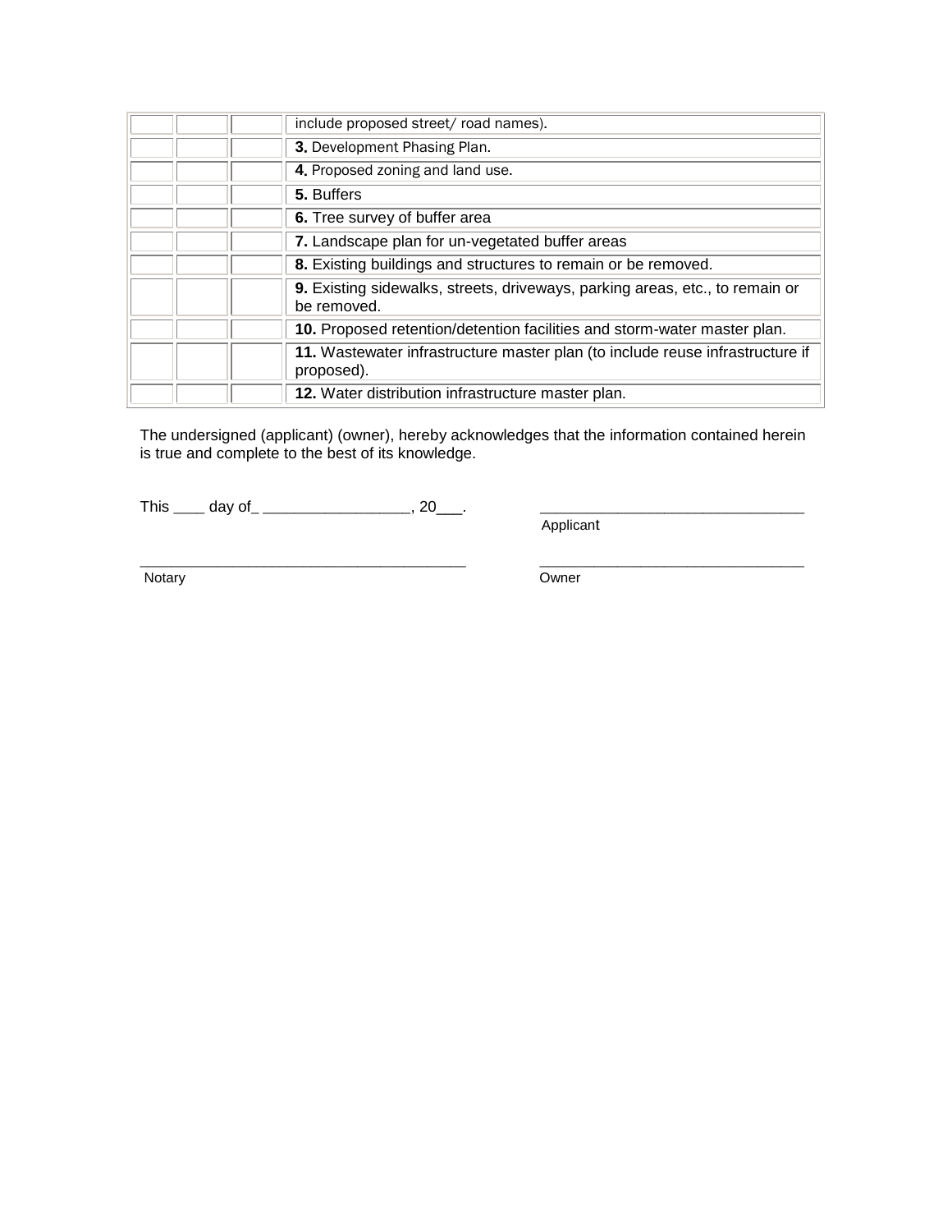| | | | |
|---|---|---|---|
| | | | include proposed street/ road names). |
| | | | **3.** Development Phasing Plan. |
| | | | **4.** Proposed zoning and land use. |
| | | | **5.** Buffers |
| | | | **6.** Tree survey of buffer area |
| | | | **7.** Landscape plan for un-vegetated buffer areas |
| | | | **8.** Existing buildings and structures to remain or be removed. |
| | | | **9.** Existing sidewalks, streets, driveways, parking areas, etc., to remain or be removed. |
| | | | **10.** Proposed retention/detention facilities and storm-water master plan. |
| | | | **11.** Wastewater infrastructure master plan (to include reuse infrastructure if proposed). |
| | | | **12.** Water distribution infrastructure master plan. |

The undersigned (applicant) (owner), hereby acknowledges that the information contained herein is true and complete to the best of its knowledge.

This ____ day of_ _________________, 20___.

________________________________
Applicant

________________________________________
Notary

________________________________
Owner